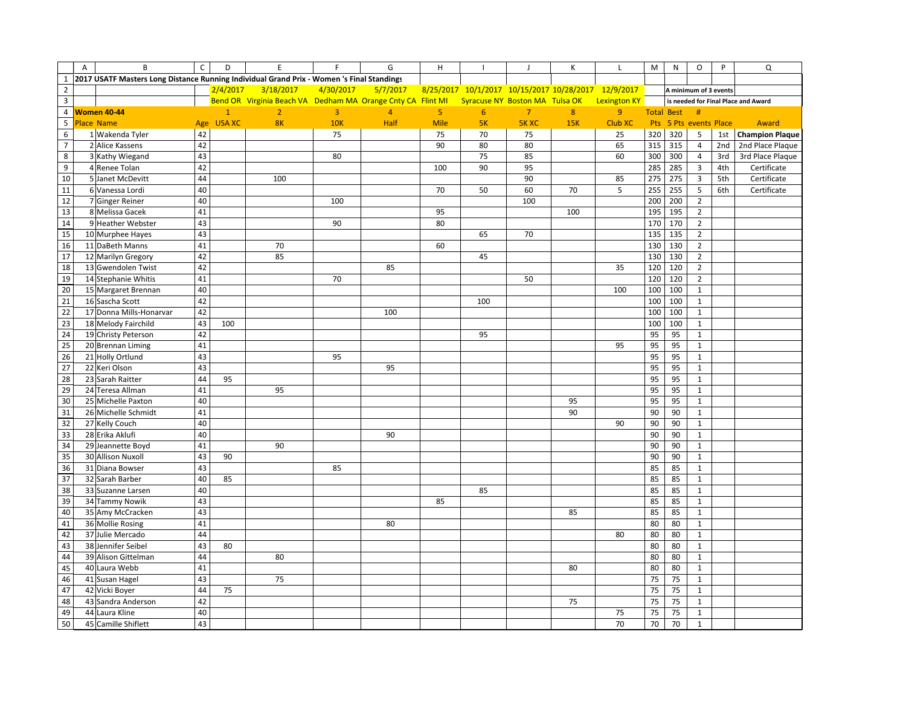# 2017 USATF Masters Long Distance Running Individual Grand Prix - Women 's Final Standings

A minimum of 3 events is needed for Final Place and Award

| Place | Name | Age | 1 USA XC 2/4/2017 Bend OR | 2 8K 3/18/2017 Virginia Beach VA | 3 10K 4/30/2017 Dedham MA | 4 Half 5/7/2017 Orange Cnty CA | 5 Mile 8/25/2017 Flint MI | 6 5K 10/1/2017 Syracuse NY | 7 5K XC 10/15/2017 Boston MA | 8 15K 10/28/2017 Tulsa OK | 9 Club XC 12/9/2017 Lexington KY | Total Pts | Best 5 Pts | # events | Place | Award |
|---|---|---|---|---|---|---|---|---|---|---|---|---|---|---|---|---|
| **Women 40-44** | | | | | | | | | | | | | | | | |
| 1 | Wakenda Tyler | 42 | | | 75 | | 75 | 70 | 75 | | 25 | 320 | 320 | 5 | 1st | **Champion Plaque** |
| 2 | Alice Kassens | 42 | | | | | 90 | 80 | 80 | | 65 | 315 | 315 | 4 | 2nd | 2nd Place Plaque |
| 3 | Kathy Wiegand | 43 | | | 80 | | | 75 | 85 | | 60 | 300 | 300 | 4 | 3rd | 3rd Place Plaque |
| 4 | Renee Tolan | 42 | | | | | 100 | 90 | 95 | | | 285 | 285 | 3 | 4th | Certificate |
| 5 | Janet McDevitt | 44 | | 100 | | | | | 90 | | 85 | 275 | 275 | 3 | 5th | Certificate |
| 6 | Vanessa Lordi | 40 | | | | | 70 | 50 | 60 | 70 | 5 | 255 | 255 | 5 | 6th | Certificate |
| 7 | Ginger Reiner | 40 | | | 100 | | | | 100 | | | 200 | 200 | 2 | | |
| 8 | Melissa Gacek | 41 | | | | | 95 | | | 100 | | 195 | 195 | 2 | | |
| 9 | Heather Webster | 43 | | | 90 | | 80 | | | | | 170 | 170 | 2 | | |
| 10 | Murphee Hayes | 43 | | | | | | 65 | 70 | | | 135 | 135 | 2 | | |
| 11 | DaBeth Manns | 41 | | 70 | | | 60 | | | | | 130 | 130 | 2 | | |
| 12 | Marilyn Gregory | 42 | | 85 | | | | 45 | | | | 130 | 130 | 2 | | |
| 13 | Gwendolen Twist | 42 | | | | 85 | | | | | 35 | 120 | 120 | 2 | | |
| 14 | Stephanie Whitis | 41 | | | 70 | | | | 50 | | | 120 | 120 | 2 | | |
| 15 | Margaret Brennan | 40 | | | | | | | | | 100 | 100 | 100 | 1 | | |
| 16 | Sascha Scott | 42 | | | | | | 100 | | | | 100 | 100 | 1 | | |
| 17 | Donna Mills-Honarvar | 42 | | | | 100 | | | | | | 100 | 100 | 1 | | |
| 18 | Melody Fairchild | 43 | 100 | | | | | | | | | 100 | 100 | 1 | | |
| 19 | Christy Peterson | 42 | | | | | | 95 | | | | 95 | 95 | 1 | | |
| 20 | Brennan Liming | 41 | | | | | | | | | 95 | 95 | 95 | 1 | | |
| 21 | Holly Ortlund | 43 | | | 95 | | | | | | | 95 | 95 | 1 | | |
| 22 | Keri Olson | 43 | | | | 95 | | | | | | 95 | 95 | 1 | | |
| 23 | Sarah Raitter | 44 | 95 | | | | | | | | | 95 | 95 | 1 | | |
| 24 | Teresa Allman | 41 | | 95 | | | | | | | | 95 | 95 | 1 | | |
| 25 | Michelle Paxton | 40 | | | | | | | | 95 | | 95 | 95 | 1 | | |
| 26 | Michelle Schmidt | 41 | | | | | | | | 90 | | 90 | 90 | 1 | | |
| 27 | Kelly Couch | 40 | | | | | | | | | 90 | 90 | 90 | 1 | | |
| 28 | Erika Aklufi | 40 | | | | 90 | | | | | | 90 | 90 | 1 | | |
| 29 | Jeannette Boyd | 41 | | 90 | | | | | | | | 90 | 90 | 1 | | |
| 30 | Allison Nuxoll | 43 | 90 | | | | | | | | | 90 | 90 | 1 | | |
| 31 | Diana Bowser | 43 | | | 85 | | | | | | | 85 | 85 | 1 | | |
| 32 | Sarah Barber | 40 | 85 | | | | | | | | | 85 | 85 | 1 | | |
| 33 | Suzanne Larsen | 40 | | | | | | 85 | | | | 85 | 85 | 1 | | |
| 34 | Tammy Nowik | 43 | | | | | 85 | | | | | 85 | 85 | 1 | | |
| 35 | Amy McCracken | 43 | | | | | | | | 85 | | 85 | 85 | 1 | | |
| 36 | Mollie Rosing | 41 | | | | 80 | | | | | | 80 | 80 | 1 | | |
| 37 | Julie Mercado | 44 | | | | | | | | | 80 | 80 | 80 | 1 | | |
| 38 | Jennifer Seibel | 43 | 80 | | | | | | | | | 80 | 80 | 1 | | |
| 39 | Alison Gittelman | 44 | | 80 | | | | | | | | 80 | 80 | 1 | | |
| 40 | Laura Webb | 41 | | | | | | | | 80 | | 80 | 80 | 1 | | |
| 41 | Susan Hagel | 43 | | 75 | | | | | | | | 75 | 75 | 1 | | |
| 42 | Vicki Boyer | 44 | 75 | | | | | | | | | 75 | 75 | 1 | | |
| 43 | Sandra Anderson | 42 | | | | | | | | 75 | | 75 | 75 | 1 | | |
| 44 | Laura Kline | 40 | | | | | | | | | 75 | 75 | 75 | 1 | | |
| 45 | Camille Shiflett | 43 | | | | | | | | | 70 | 70 | 70 | 1 | | |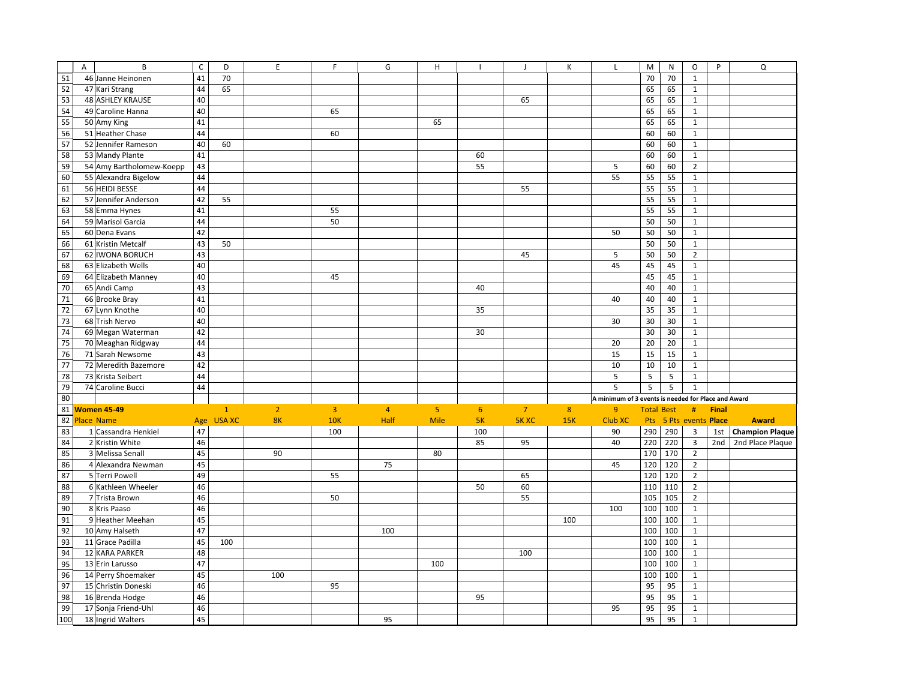| | A | B | C | D | E | F | G | H | I | J | K | L | M | N | O | P | Q |
|---|---|---|---|---|---|---|---|---|---|---|---|---|---|---|---|---|---|
| 51 | 46 | Janne Heinonen | 41 | 70 | | | | | | | | | 70 | 70 | 1 | | |
| 52 | 47 | Kari Strang | 44 | 65 | | | | | | | | | 65 | 65 | 1 | | |
| 53 | 48 | ASHLEY KRAUSE | 40 | | | | | | | 65 | | | 65 | 65 | 1 | | |
| 54 | 49 | Caroline Hanna | 40 | | | 65 | | | | | | | 65 | 65 | 1 | | |
| 55 | 50 | Amy King | 41 | | | | | 65 | | | | | 65 | 65 | 1 | | |
| 56 | 51 | Heather Chase | 44 | | | 60 | | | | | | | 60 | 60 | 1 | | |
| 57 | 52 | Jennifer Rameson | 40 | 60 | | | | | | | | | 60 | 60 | 1 | | |
| 58 | 53 | Mandy Plante | 41 | | | | | | 60 | | | | 60 | 60 | 1 | | |
| 59 | 54 | Amy Bartholomew-Koepp | 43 | | | | | | 55 | | | 5 | 60 | 60 | 2 | | |
| 60 | 55 | Alexandra Bigelow | 44 | | | | | | | | | 55 | 55 | 55 | 1 | | |
| 61 | 56 | HEIDI BESSE | 44 | | | | | | | 55 | | | 55 | 55 | 1 | | |
| 62 | 57 | Jennifer Anderson | 42 | 55 | | | | | | | | | 55 | 55 | 1 | | |
| 63 | 58 | Emma Hynes | 41 | | | 55 | | | | | | | 55 | 55 | 1 | | |
| 64 | 59 | Marisol Garcia | 44 | | | 50 | | | | | | | 50 | 50 | 1 | | |
| 65 | 60 | Dena Evans | 42 | | | | | | | | | 50 | 50 | 50 | 1 | | |
| 66 | 61 | Kristin Metcalf | 43 | 50 | | | | | | | | | 50 | 50 | 1 | | |
| 67 | 62 | IWONA BORUCH | 43 | | | | | | | 45 | | 5 | 50 | 50 | 2 | | |
| 68 | 63 | Elizabeth Wells | 40 | | | | | | | | | 45 | 45 | 45 | 1 | | |
| 69 | 64 | Elizabeth Manney | 40 | | | 45 | | | | | | | 45 | 45 | 1 | | |
| 70 | 65 | Andi Camp | 43 | | | | | | 40 | | | | 40 | 40 | 1 | | |
| 71 | 66 | Brooke Bray | 41 | | | | | | | | | 40 | 40 | 40 | 1 | | |
| 72 | 67 | Lynn Knothe | 40 | | | | | | 35 | | | | 35 | 35 | 1 | | |
| 73 | 68 | Trish Nervo | 40 | | | | | | | | | 30 | 30 | 30 | 1 | | |
| 74 | 69 | Megan Waterman | 42 | | | | | | 30 | | | | 30 | 30 | 1 | | |
| 75 | 70 | Meaghan Ridgway | 44 | | | | | | | | | 20 | 20 | 20 | 1 | | |
| 76 | 71 | Sarah Newsome | 43 | | | | | | | | | 15 | 15 | 15 | 1 | | |
| 77 | 72 | Meredith Bazemore | 42 | | | | | | | | | 10 | 10 | 10 | 1 | | |
| 78 | 73 | Krista Seibert | 44 | | | | | | | | | 5 | 5 | 5 | 1 | | |
| 79 | 74 | Caroline Bucci | 44 | | | | | | | | | 5 | 5 | 5 | 1 | | |
| 80 | | | | | | | | | | | | **A minimum of 3 events is needed for Place and Award** | | | | | |
| 81 | **Women 45-49** | | | 1 | 2 | 3 | 4 | 5 | 6 | 7 | 8 | 9 | Total | Best | # | **Final** | |
| 82 | Place | Name | Age | USA XC | 8K | 10K | Half | Mile | 5K | 5K XC | 15K | Club XC | Pts | 5 Pts | events | **Place** | **Award** |
| 83 | 1 | Cassandra Henkiel | 47 | | | 100 | | | 100 | | | 90 | 290 | 290 | 3 | 1st | **Champion Plaque** |
| 84 | 2 | Kristin White | 46 | | | | | | 85 | 95 | | 40 | 220 | 220 | 3 | 2nd | 2nd Place Plaque |
| 85 | 3 | Melissa Senall | 45 | | 90 | | | 80 | | | | | 170 | 170 | 2 | | |
| 86 | 4 | Alexandra Newman | 45 | | | | 75 | | | | | 45 | 120 | 120 | 2 | | |
| 87 | 5 | Terri Powell | 49 | | | 55 | | | | 65 | | | 120 | 120 | 2 | | |
| 88 | 6 | Kathleen Wheeler | 46 | | | | | | 50 | 60 | | | 110 | 110 | 2 | | |
| 89 | 7 | Trista Brown | 46 | | | 50 | | | | 55 | | | 105 | 105 | 2 | | |
| 90 | 8 | Kris Paaso | 46 | | | | | | | | | 100 | 100 | 100 | 1 | | |
| 91 | 9 | Heather Meehan | 45 | | | | | | | | 100 | | 100 | 100 | 1 | | |
| 92 | 10 | Amy Halseth | 47 | | | | 100 | | | | | | 100 | 100 | 1 | | |
| 93 | 11 | Grace Padilla | 45 | 100 | | | | | | | | | 100 | 100 | 1 | | |
| 94 | 12 | KARA PARKER | 48 | | | | | | | 100 | | | 100 | 100 | 1 | | |
| 95 | 13 | Erin Larusso | 47 | | | | | 100 | | | | | 100 | 100 | 1 | | |
| 96 | 14 | Perry Shoemaker | 45 | | 100 | | | | | | | | 100 | 100 | 1 | | |
| 97 | 15 | Christin Doneski | 46 | | | 95 | | | | | | | 95 | 95 | 1 | | |
| 98 | 16 | Brenda Hodge | 46 | | | | | | 95 | | | | 95 | 95 | 1 | | |
| 99 | 17 | Sonja Friend-Uhl | 46 | | | | | | | | | 95 | 95 | 95 | 1 | | |
| 100 | 18 | Ingrid Walters | 45 | | | | 95 | | | | | | 95 | 95 | 1 | | |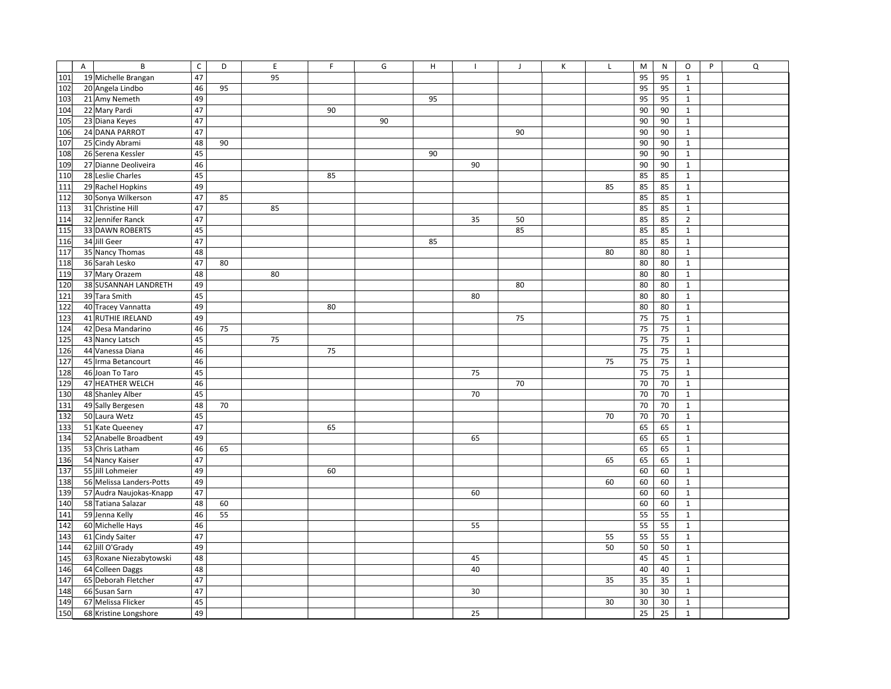| | A | B | C | D | E | F | G | H | I | J | K | L | M | N | O | P | Q |
|---|---|---|---|---|---|---|---|---|---|---|---|---|---|---|---|---|---|
| 101 | 19 | Michelle Brangan | 47 | | 95 | | | | | | | | 95 | 95 | 1 | | |
| 102 | 20 | Angela Lindbo | 46 | 95 | | | | | | | | | 95 | 95 | 1 | | |
| 103 | 21 | Amy Nemeth | 49 | | | | | 95 | | | | | 95 | 95 | 1 | | |
| 104 | 22 | Mary Pardi | 47 | | | 90 | | | | | | | 90 | 90 | 1 | | |
| 105 | 23 | Diana Keyes | 47 | | | | 90 | | | | | | 90 | 90 | 1 | | |
| 106 | 24 | DANA PARROT | 47 | | | | | | | 90 | | | 90 | 90 | 1 | | |
| 107 | 25 | Cindy Abrami | 48 | 90 | | | | | | | | | 90 | 90 | 1 | | |
| 108 | 26 | Serena Kessler | 45 | | | | | 90 | | | | | 90 | 90 | 1 | | |
| 109 | 27 | Dianne Deoliveira | 46 | | | | | | 90 | | | | 90 | 90 | 1 | | |
| 110 | 28 | Leslie Charles | 45 | | | 85 | | | | | | | 85 | 85 | 1 | | |
| 111 | 29 | Rachel Hopkins | 49 | | | | | | | | | 85 | 85 | 85 | 1 | | |
| 112 | 30 | Sonya Wilkerson | 47 | 85 | | | | | | | | | 85 | 85 | 1 | | |
| 113 | 31 | Christine Hill | 47 | | 85 | | | | | | | | 85 | 85 | 1 | | |
| 114 | 32 | Jennifer Ranck | 47 | | | | | | 35 | 50 | | | 85 | 85 | 2 | | |
| 115 | 33 | DAWN ROBERTS | 45 | | | | | | | 85 | | | 85 | 85 | 1 | | |
| 116 | 34 | Jill Geer | 47 | | | | | 85 | | | | | 85 | 85 | 1 | | |
| 117 | 35 | Nancy Thomas | 48 | | | | | | | | | 80 | 80 | 80 | 1 | | |
| 118 | 36 | Sarah Lesko | 47 | 80 | | | | | | | | | 80 | 80 | 1 | | |
| 119 | 37 | Mary Orazem | 48 | | 80 | | | | | | | | 80 | 80 | 1 | | |
| 120 | 38 | SUSANNAH LANDRETH | 49 | | | | | | | 80 | | | 80 | 80 | 1 | | |
| 121 | 39 | Tara Smith | 45 | | | | | | 80 | | | | 80 | 80 | 1 | | |
| 122 | 40 | Tracey Vannatta | 49 | | | 80 | | | | | | | 80 | 80 | 1 | | |
| 123 | 41 | RUTHIE IRELAND | 49 | | | | | | | 75 | | | 75 | 75 | 1 | | |
| 124 | 42 | Desa Mandarino | 46 | 75 | | | | | | | | | 75 | 75 | 1 | | |
| 125 | 43 | Nancy Latsch | 45 | | 75 | | | | | | | | 75 | 75 | 1 | | |
| 126 | 44 | Vanessa Diana | 46 | | | 75 | | | | | | | 75 | 75 | 1 | | |
| 127 | 45 | Irma Betancourt | 46 | | | | | | | | | 75 | 75 | 75 | 1 | | |
| 128 | 46 | Joan To Taro | 45 | | | | | | 75 | | | | 75 | 75 | 1 | | |
| 129 | 47 | HEATHER WELCH | 46 | | | | | | | 70 | | | 70 | 70 | 1 | | |
| 130 | 48 | Shanley Alber | 45 | | | | | | 70 | | | | 70 | 70 | 1 | | |
| 131 | 49 | Sally Bergesen | 48 | 70 | | | | | | | | | 70 | 70 | 1 | | |
| 132 | 50 | Laura Wetz | 45 | | | | | | | | | 70 | 70 | 70 | 1 | | |
| 133 | 51 | Kate Queeney | 47 | | | 65 | | | | | | | 65 | 65 | 1 | | |
| 134 | 52 | Anabelle Broadbent | 49 | | | | | | 65 | | | | 65 | 65 | 1 | | |
| 135 | 53 | Chris Latham | 46 | 65 | | | | | | | | | 65 | 65 | 1 | | |
| 136 | 54 | Nancy Kaiser | 47 | | | | | | | | | 65 | 65 | 65 | 1 | | |
| 137 | 55 | Jill Lohmeier | 49 | | | 60 | | | | | | | 60 | 60 | 1 | | |
| 138 | 56 | Melissa Landers-Potts | 49 | | | | | | | | | 60 | 60 | 60 | 1 | | |
| 139 | 57 | Audra Naujokas-Knapp | 47 | | | | | | 60 | | | | 60 | 60 | 1 | | |
| 140 | 58 | Tatiana Salazar | 48 | 60 | | | | | | | | | 60 | 60 | 1 | | |
| 141 | 59 | Jenna Kelly | 46 | 55 | | | | | | | | | 55 | 55 | 1 | | |
| 142 | 60 | Michelle Hays | 46 | | | | | | 55 | | | | 55 | 55 | 1 | | |
| 143 | 61 | Cindy Saiter | 47 | | | | | | | | | 55 | 55 | 55 | 1 | | |
| 144 | 62 | Jill O'Grady | 49 | | | | | | | | | 50 | 50 | 50 | 1 | | |
| 145 | 63 | Roxane Niezabytowski | 48 | | | | | | 45 | | | | 45 | 45 | 1 | | |
| 146 | 64 | Colleen Daggs | 48 | | | | | | 40 | | | | 40 | 40 | 1 | | |
| 147 | 65 | Deborah Fletcher | 47 | | | | | | | | | 35 | 35 | 35 | 1 | | |
| 148 | 66 | Susan Sarn | 47 | | | | | | 30 | | | | 30 | 30 | 1 | | |
| 149 | 67 | Melissa Flicker | 45 | | | | | | | | | 30 | 30 | 30 | 1 | | |
| 150 | 68 | Kristine Longshore | 49 | | | | | | 25 | | | | 25 | 25 | 1 | | |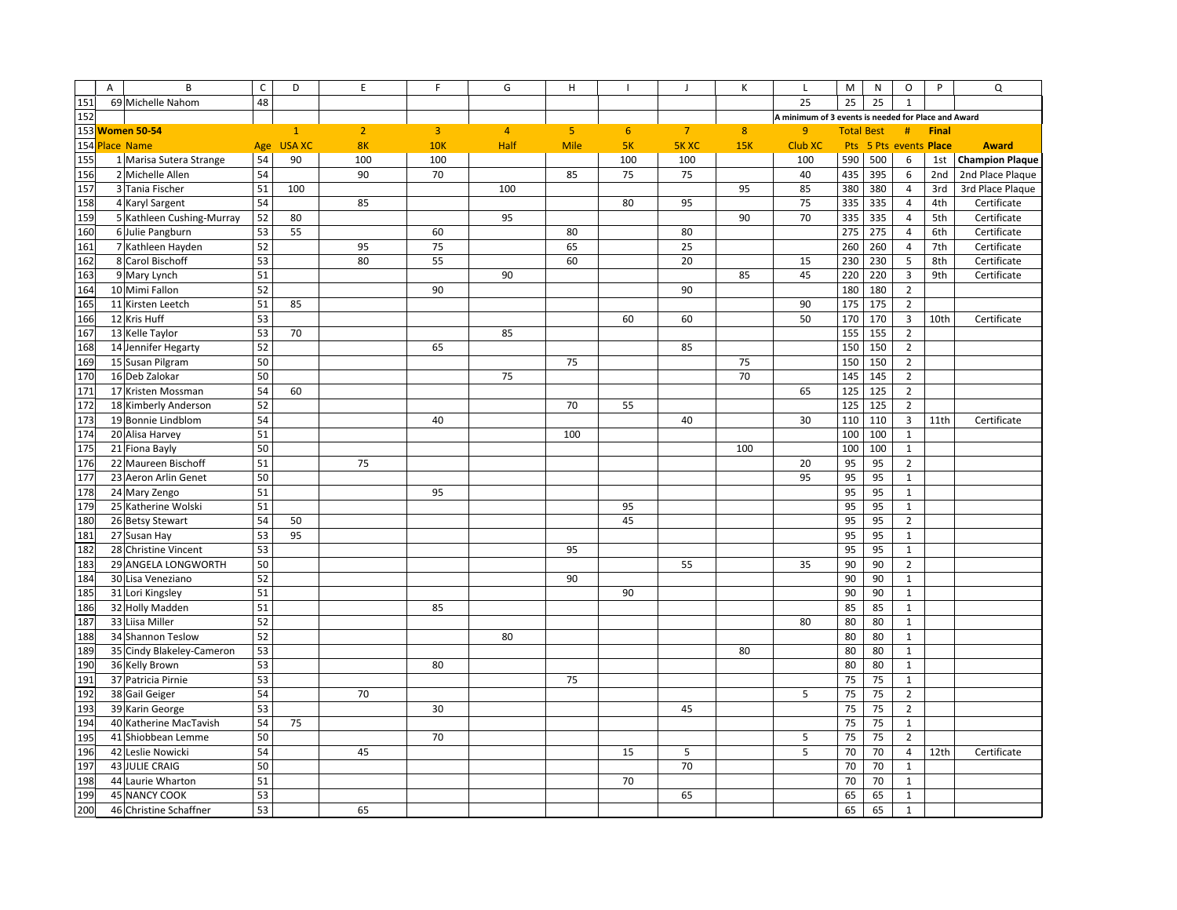| | A | B | C | D | E | F | G | H | I | J | K | L | M | N | O | P | Q |
|---|---|---|---|---|---|---|---|---|---|---|---|---|---|---|---|---|---|
| 151 | 69 | Michelle Nahom | 48 | | | | | | | | | 25 | 25 | 25 | 1 | | |
| 152 | | | | | | | | | | | | A minimum of 3 events is needed for Place and Award | | | | | |
| 153 | **Women 50-54** | | | 1 | 2 | 3 | 4 | 5 | 6 | 7 | 8 | 9 | Total | Best | # | **Final** | |
| 154 | Place | Name | Age | USA XC | 8K | 10K | Half | Mile | 5K | 5K XC | 15K | Club XC | Pts | 5 Pts | events | **Place** | **Award** |
| 155 | 1 | Marisa Sutera Strange | 54 | 90 | 100 | 100 | | | 100 | 100 | | 100 | 590 | 500 | 6 | 1st | **Champion Plaque** |
| 156 | 2 | Michelle Allen | 54 | | 90 | 70 | | 85 | 75 | 75 | | 40 | 435 | 395 | 6 | 2nd | 2nd Place Plaque |
| 157 | 3 | Tania Fischer | 51 | 100 | | | 100 | | | | 95 | 85 | 380 | 380 | 4 | 3rd | 3rd Place Plaque |
| 158 | 4 | Karyl Sargent | 54 | | 85 | | | | 80 | 95 | | 75 | 335 | 335 | 4 | 4th | Certificate |
| 159 | 5 | Kathleen Cushing-Murray | 52 | 80 | | | 95 | | | | 90 | 70 | 335 | 335 | 4 | 5th | Certificate |
| 160 | 6 | Julie Pangburn | 53 | 55 | | 60 | | 80 | | 80 | | | 275 | 275 | 4 | 6th | Certificate |
| 161 | 7 | Kathleen Hayden | 52 | | 95 | 75 | | 65 | | 25 | | | 260 | 260 | 4 | 7th | Certificate |
| 162 | 8 | Carol Bischoff | 53 | | 80 | 55 | | 60 | | 20 | | 15 | 230 | 230 | 5 | 8th | Certificate |
| 163 | 9 | Mary Lynch | 51 | | | | 90 | | | | 85 | 45 | 220 | 220 | 3 | 9th | Certificate |
| 164 | 10 | Mimi Fallon | 52 | | | 90 | | | | 90 | | | 180 | 180 | 2 | | |
| 165 | 11 | Kirsten Leetch | 51 | 85 | | | | | | | | 90 | 175 | 175 | 2 | | |
| 166 | 12 | Kris Huff | 53 | | | | | | 60 | 60 | | 50 | 170 | 170 | 3 | 10th | Certificate |
| 167 | 13 | Kelle Taylor | 53 | 70 | | | 85 | | | | | | 155 | 155 | 2 | | |
| 168 | 14 | Jennifer Hegarty | 52 | | | 65 | | | | 85 | | | 150 | 150 | 2 | | |
| 169 | 15 | Susan Pilgram | 50 | | | | | 75 | | | 75 | | 150 | 150 | 2 | | |
| 170 | 16 | Deb Zalokar | 50 | | | | 75 | | | | 70 | | 145 | 145 | 2 | | |
| 171 | 17 | Kristen Mossman | 54 | 60 | | | | | | | | 65 | 125 | 125 | 2 | | |
| 172 | 18 | Kimberly Anderson | 52 | | | | | 70 | 55 | | | | 125 | 125 | 2 | | |
| 173 | 19 | Bonnie Lindblom | 54 | | | 40 | | | | 40 | | 30 | 110 | 110 | 3 | 11th | Certificate |
| 174 | 20 | Alisa Harvey | 51 | | | | | 100 | | | | | 100 | 100 | 1 | | |
| 175 | 21 | Fiona Bayly | 50 | | | | | | | | 100 | | 100 | 100 | 1 | | |
| 176 | 22 | Maureen Bischoff | 51 | | 75 | | | | | | | 20 | 95 | 95 | 2 | | |
| 177 | 23 | Aeron Arlin Genet | 50 | | | | | | | | | 95 | 95 | 95 | 1 | | |
| 178 | 24 | Mary Zengo | 51 | | | 95 | | | | | | | 95 | 95 | 1 | | |
| 179 | 25 | Katherine Wolski | 51 | | | | | | 95 | | | | 95 | 95 | 1 | | |
| 180 | 26 | Betsy Stewart | 54 | 50 | | | | | 45 | | | | 95 | 95 | 2 | | |
| 181 | 27 | Susan Hay | 53 | 95 | | | | | | | | | 95 | 95 | 1 | | |
| 182 | 28 | Christine Vincent | 53 | | | | | 95 | | | | | 95 | 95 | 1 | | |
| 183 | 29 | ANGELA LONGWORTH | 50 | | | | | | | 55 | | 35 | 90 | 90 | 2 | | |
| 184 | 30 | Lisa Veneziano | 52 | | | | | 90 | | | | | 90 | 90 | 1 | | |
| 185 | 31 | Lori Kingsley | 51 | | | | | | 90 | | | | 90 | 90 | 1 | | |
| 186 | 32 | Holly Madden | 51 | | | 85 | | | | | | | 85 | 85 | 1 | | |
| 187 | 33 | Liisa Miller | 52 | | | | | | | | | 80 | 80 | 80 | 1 | | |
| 188 | 34 | Shannon Teslow | 52 | | | | 80 | | | | | | 80 | 80 | 1 | | |
| 189 | 35 | Cindy Blakeley-Cameron | 53 | | | | | | | | 80 | | 80 | 80 | 1 | | |
| 190 | 36 | Kelly Brown | 53 | | | 80 | | | | | | | 80 | 80 | 1 | | |
| 191 | 37 | Patricia Pirnie | 53 | | | | | 75 | | | | | 75 | 75 | 1 | | |
| 192 | 38 | Gail Geiger | 54 | | 70 | | | | | | | 5 | 75 | 75 | 2 | | |
| 193 | 39 | Karin George | 53 | | | 30 | | | | 45 | | | 75 | 75 | 2 | | |
| 194 | 40 | Katherine MacTavish | 54 | 75 | | | | | | | | | 75 | 75 | 1 | | |
| 195 | 41 | Shiobbean Lemme | 50 | | | 70 | | | | | | 5 | 75 | 75 | 2 | | |
| 196 | 42 | Leslie Nowicki | 54 | | 45 | | | | 15 | 5 | | 5 | 70 | 70 | 4 | 12th | Certificate |
| 197 | 43 | JULIE CRAIG | 50 | | | | | | | 70 | | | 70 | 70 | 1 | | |
| 198 | 44 | Laurie Wharton | 51 | | | | | | 70 | | | | 70 | 70 | 1 | | |
| 199 | 45 | NANCY COOK | 53 | | | | | | | 65 | | | 65 | 65 | 1 | | |
| 200 | 46 | Christine Schaffner | 53 | | 65 | | | | | | | | 65 | 65 | 1 | | |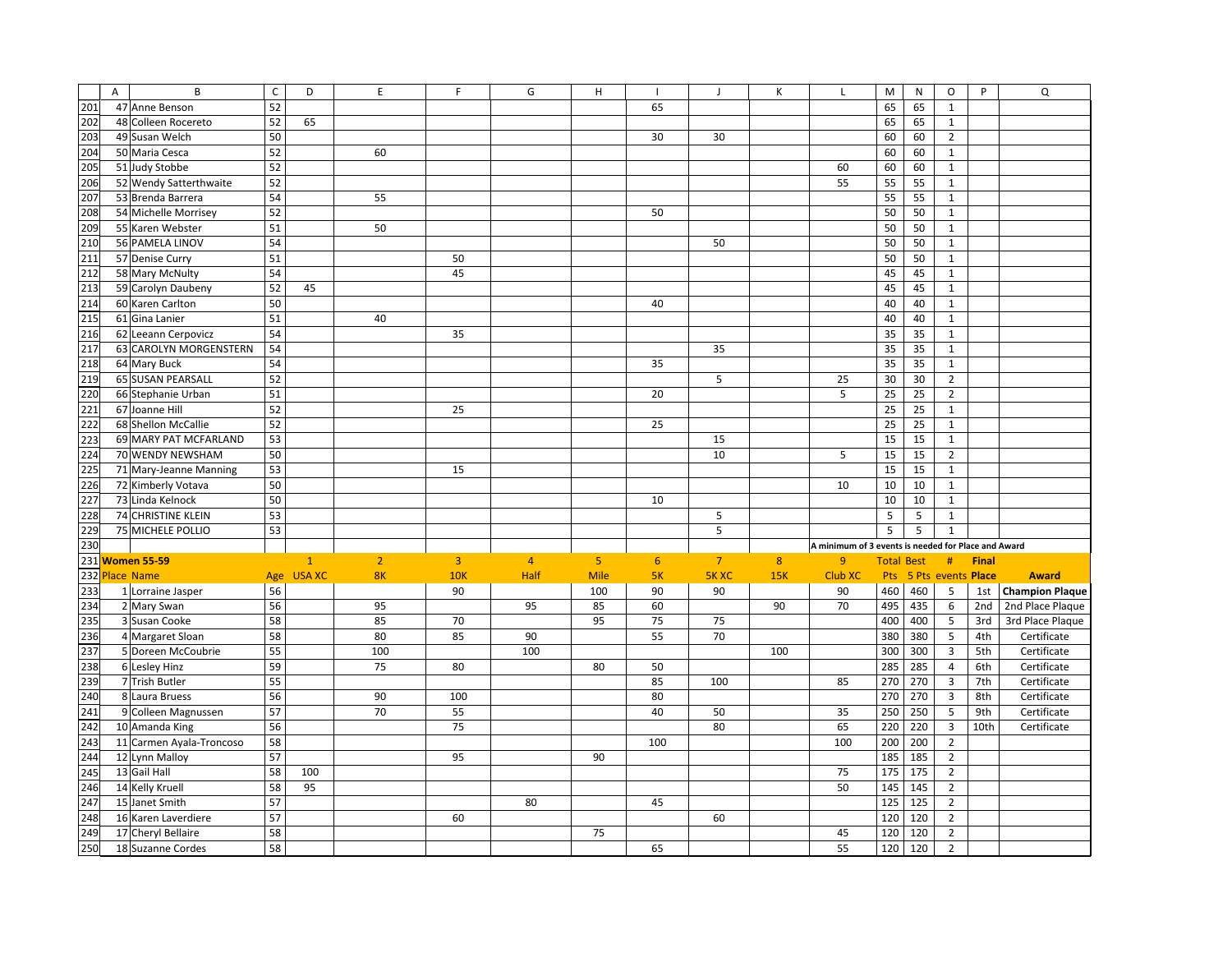| | A | B | C | D | E | F | G | H | I | J | K | L | M | N | O | P | Q |
|---|---|---|---|---|---|---|---|---|---|---|---|---|---|---|---|---|---|
| 201 | 47 | Anne Benson | 52 | | | | | | 65 | | | | 65 | 65 | 1 | | |
| 202 | 48 | Colleen Rocereto | 52 | 65 | | | | | | | | | 65 | 65 | 1 | | |
| 203 | 49 | Susan Welch | 50 | | | | | | 30 | 30 | | | 60 | 60 | 2 | | |
| 204 | 50 | Maria Cesca | 52 | | 60 | | | | | | | | 60 | 60 | 1 | | |
| 205 | 51 | Judy Stobbe | 52 | | | | | | | | | 60 | 60 | 60 | 1 | | |
| 206 | 52 | Wendy Satterthwaite | 52 | | | | | | | | | 55 | 55 | 55 | 1 | | |
| 207 | 53 | Brenda Barrera | 54 | | 55 | | | | | | | | 55 | 55 | 1 | | |
| 208 | 54 | Michelle Morrisey | 52 | | | | | | 50 | | | | 50 | 50 | 1 | | |
| 209 | 55 | Karen Webster | 51 | | 50 | | | | | | | | 50 | 50 | 1 | | |
| 210 | 56 | PAMELA LINOV | 54 | | | | | | | 50 | | | 50 | 50 | 1 | | |
| 211 | 57 | Denise Curry | 51 | | | 50 | | | | | | | 50 | 50 | 1 | | |
| 212 | 58 | Mary McNulty | 54 | | | 45 | | | | | | | 45 | 45 | 1 | | |
| 213 | 59 | Carolyn Daubeny | 52 | 45 | | | | | | | | | 45 | 45 | 1 | | |
| 214 | 60 | Karen Carlton | 50 | | | | | | 40 | | | | 40 | 40 | 1 | | |
| 215 | 61 | Gina Lanier | 51 | | 40 | | | | | | | | 40 | 40 | 1 | | |
| 216 | 62 | Leeann Cerpovicz | 54 | | | 35 | | | | | | | 35 | 35 | 1 | | |
| 217 | 63 | CAROLYN MORGENSTERN | 54 | | | | | | | 35 | | | 35 | 35 | 1 | | |
| 218 | 64 | Mary Buck | 54 | | | | | | 35 | | | | 35 | 35 | 1 | | |
| 219 | 65 | SUSAN PEARSALL | 52 | | | | | | | 5 | | 25 | 30 | 30 | 2 | | |
| 220 | 66 | Stephanie Urban | 51 | | | | | | 20 | | | 5 | 25 | 25 | 2 | | |
| 221 | 67 | Joanne Hill | 52 | | | 25 | | | | | | | 25 | 25 | 1 | | |
| 222 | 68 | Shellon McCallie | 52 | | | | | | 25 | | | | 25 | 25 | 1 | | |
| 223 | 69 | MARY PAT MCFARLAND | 53 | | | | | | | 15 | | | 15 | 15 | 1 | | |
| 224 | 70 | WENDY NEWSHAM | 50 | | | | | | | 10 | | 5 | 15 | 15 | 2 | | |
| 225 | 71 | Mary-Jeanne Manning | 53 | | | 15 | | | | | | | 15 | 15 | 1 | | |
| 226 | 72 | Kimberly Votava | 50 | | | | | | | | | 10 | 10 | 10 | 1 | | |
| 227 | 73 | Linda Kelnock | 50 | | | | | | 10 | | | | 10 | 10 | 1 | | |
| 228 | 74 | CHRISTINE KLEIN | 53 | | | | | | | 5 | | | 5 | 5 | 1 | | |
| 229 | 75 | MICHELE POLLIO | 53 | | | | | | | 5 | | | 5 | 5 | 1 | | |
| 230 | | | | | | | | | | | | A minimum of 3 events is needed for Place and Award | | | | | |
| 231 | **Women 55-59** | | | 1 | 2 | 3 | 4 | 5 | 6 | 7 | 8 | 9 | Total | Best | # | **Final** | |
| 232 | Place | Name | Age | USA XC | 8K | 10K | Half | Mile | 5K | 5K XC | 15K | Club XC | Pts | 5 Pts | events | **Place** | **Award** |
| 233 | 1 | Lorraine Jasper | 56 | | | 90 | | 100 | 90 | 90 | | 90 | 460 | 460 | 5 | 1st | **Champion Plaque** |
| 234 | 2 | Mary Swan | 56 | | 95 | | 95 | 85 | 60 | | 90 | 70 | 495 | 435 | 6 | 2nd | 2nd Place Plaque |
| 235 | 3 | Susan Cooke | 58 | | 85 | 70 | | 95 | 75 | 75 | | | 400 | 400 | 5 | 3rd | 3rd Place Plaque |
| 236 | 4 | Margaret Sloan | 58 | | 80 | 85 | 90 | | 55 | 70 | | | 380 | 380 | 5 | 4th | Certificate |
| 237 | 5 | Doreen McCoubrie | 55 | | 100 | | 100 | | | | 100 | | 300 | 300 | 3 | 5th | Certificate |
| 238 | 6 | Lesley Hinz | 59 | | 75 | 80 | | 80 | 50 | | | | 285 | 285 | 4 | 6th | Certificate |
| 239 | 7 | Trish Butler | 55 | | | | | | 85 | 100 | | 85 | 270 | 270 | 3 | 7th | Certificate |
| 240 | 8 | Laura Bruess | 56 | | 90 | 100 | | | 80 | | | | 270 | 270 | 3 | 8th | Certificate |
| 241 | 9 | Colleen Magnussen | 57 | | 70 | 55 | | | 40 | 50 | | 35 | 250 | 250 | 5 | 9th | Certificate |
| 242 | 10 | Amanda King | 56 | | | 75 | | | | 80 | | 65 | 220 | 220 | 3 | 10th | Certificate |
| 243 | 11 | Carmen Ayala-Troncoso | 58 | | | | | | 100 | | | 100 | 200 | 200 | 2 | | |
| 244 | 12 | Lynn Malloy | 57 | | | 95 | | 90 | | | | | 185 | 185 | 2 | | |
| 245 | 13 | Gail Hall | 58 | 100 | | | | | | | | 75 | 175 | 175 | 2 | | |
| 246 | 14 | Kelly Kruell | 58 | 95 | | | | | | | | 50 | 145 | 145 | 2 | | |
| 247 | 15 | Janet Smith | 57 | | | | 80 | | 45 | | | | 125 | 125 | 2 | | |
| 248 | 16 | Karen Laverdiere | 57 | | | 60 | | | | 60 | | | 120 | 120 | 2 | | |
| 249 | 17 | Cheryl Bellaire | 58 | | | | | 75 | | | | 45 | 120 | 120 | 2 | | |
| 250 | 18 | Suzanne Cordes | 58 | | | | | | 65 | | | 55 | 120 | 120 | 2 | | |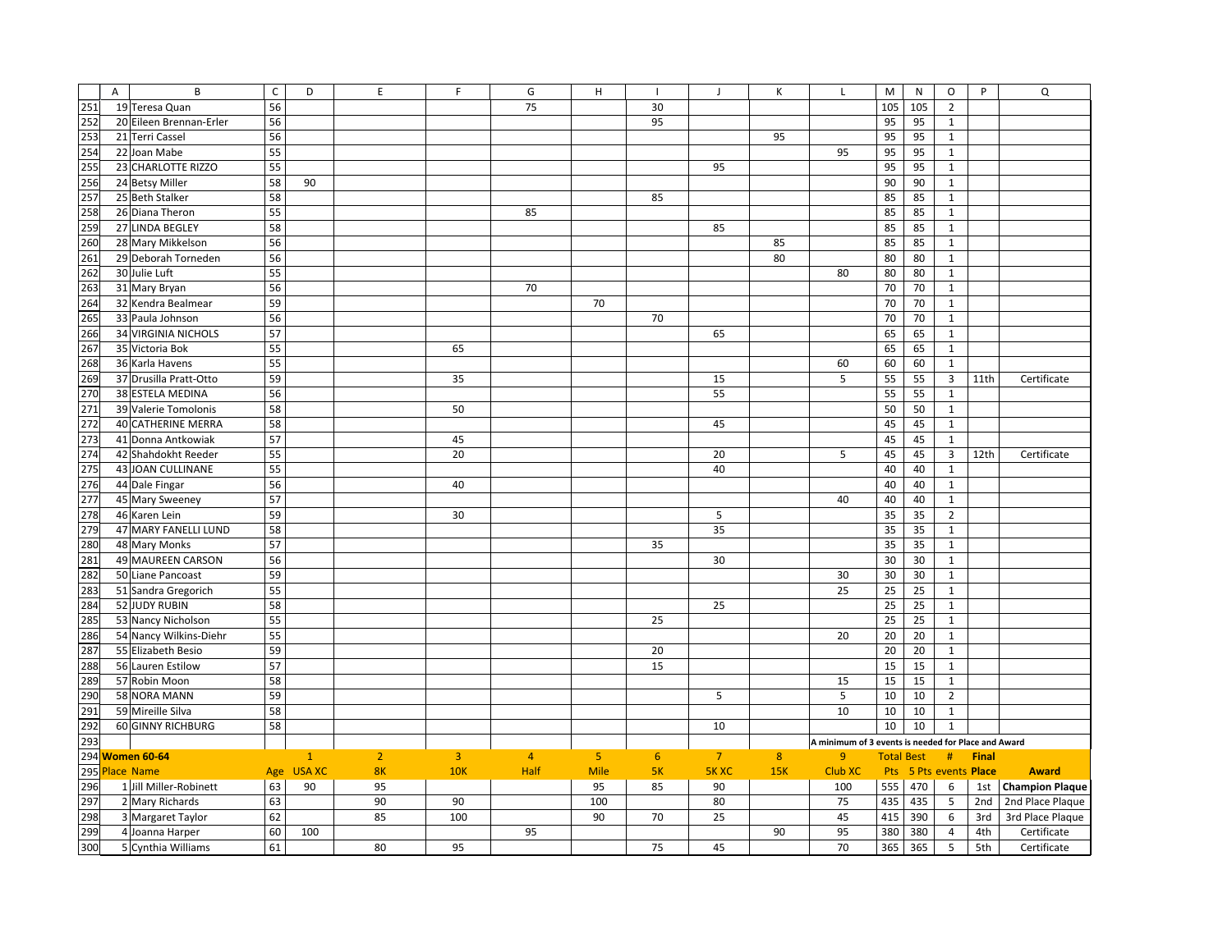| | A | B | C | D | E | F | G | H | I | J | K | L | M | N | O | P | Q |
|---|---|---|---|---|---|---|---|---|---|---|---|---|---|---|---|---|---|
| 251 | 19 | Teresa Quan | 56 | | | | 75 | | 30 | | | | 105 | 105 | 2 | | |
| 252 | 20 | Eileen Brennan-Erler | 56 | | | | | | 95 | | | | 95 | 95 | 1 | | |
| 253 | 21 | Terri Cassel | 56 | | | | | | | | 95 | | 95 | 95 | 1 | | |
| 254 | 22 | Joan Mabe | 55 | | | | | | | | | 95 | 95 | 95 | 1 | | |
| 255 | 23 | CHARLOTTE RIZZO | 55 | | | | | | | 95 | | | 95 | 95 | 1 | | |
| 256 | 24 | Betsy Miller | 58 | 90 | | | | | | | | | 90 | 90 | 1 | | |
| 257 | 25 | Beth Stalker | 58 | | | | | | 85 | | | | 85 | 85 | 1 | | |
| 258 | 26 | Diana Theron | 55 | | | | 85 | | | | | | 85 | 85 | 1 | | |
| 259 | 27 | LINDA BEGLEY | 58 | | | | | | | 85 | | | 85 | 85 | 1 | | |
| 260 | 28 | Mary Mikkelson | 56 | | | | | | | | 85 | | 85 | 85 | 1 | | |
| 261 | 29 | Deborah Torneden | 56 | | | | | | | | 80 | | 80 | 80 | 1 | | |
| 262 | 30 | Julie Luft | 55 | | | | | | | | | 80 | 80 | 80 | 1 | | |
| 263 | 31 | Mary Bryan | 56 | | | | 70 | | | | | | 70 | 70 | 1 | | |
| 264 | 32 | Kendra Bealmear | 59 | | | | | 70 | | | | | 70 | 70 | 1 | | |
| 265 | 33 | Paula Johnson | 56 | | | | | | 70 | | | | 70 | 70 | 1 | | |
| 266 | 34 | VIRGINIA NICHOLS | 57 | | | | | | | 65 | | | 65 | 65 | 1 | | |
| 267 | 35 | Victoria Bok | 55 | | | 65 | | | | | | | 65 | 65 | 1 | | |
| 268 | 36 | Karla Havens | 55 | | | | | | | | | 60 | 60 | 60 | 1 | | |
| 269 | 37 | Drusilla Pratt-Otto | 59 | | | 35 | | | | 15 | | 5 | 55 | 55 | 3 | 11th | Certificate |
| 270 | 38 | ESTELA MEDINA | 56 | | | | | | | 55 | | | 55 | 55 | 1 | | |
| 271 | 39 | Valerie Tomolonis | 58 | | | 50 | | | | | | | 50 | 50 | 1 | | |
| 272 | 40 | CATHERINE MERRA | 58 | | | | | | | 45 | | | 45 | 45 | 1 | | |
| 273 | 41 | Donna Antkowiak | 57 | | | 45 | | | | | | | 45 | 45 | 1 | | |
| 274 | 42 | Shahdokht Reeder | 55 | | | 20 | | | | 20 | | 5 | 45 | 45 | 3 | 12th | Certificate |
| 275 | 43 | JOAN CULLINANE | 55 | | | | | | | 40 | | | 40 | 40 | 1 | | |
| 276 | 44 | Dale Fingar | 56 | | | 40 | | | | | | | 40 | 40 | 1 | | |
| 277 | 45 | Mary Sweeney | 57 | | | | | | | | | 40 | 40 | 40 | 1 | | |
| 278 | 46 | Karen Lein | 59 | | | 30 | | | | 5 | | | 35 | 35 | 2 | | |
| 279 | 47 | MARY FANELLI LUND | 58 | | | | | | | 35 | | | 35 | 35 | 1 | | |
| 280 | 48 | Mary Monks | 57 | | | | | | 35 | | | | 35 | 35 | 1 | | |
| 281 | 49 | MAUREEN CARSON | 56 | | | | | | | 30 | | | 30 | 30 | 1 | | |
| 282 | 50 | Liane Pancoast | 59 | | | | | | | | | 30 | 30 | 30 | 1 | | |
| 283 | 51 | Sandra Gregorich | 55 | | | | | | | | | 25 | 25 | 25 | 1 | | |
| 284 | 52 | JUDY RUBIN | 58 | | | | | | | 25 | | | 25 | 25 | 1 | | |
| 285 | 53 | Nancy Nicholson | 55 | | | | | | 25 | | | | 25 | 25 | 1 | | |
| 286 | 54 | Nancy Wilkins-Diehr | 55 | | | | | | | | | 20 | 20 | 20 | 1 | | |
| 287 | 55 | Elizabeth Besio | 59 | | | | | | 20 | | | | 20 | 20 | 1 | | |
| 288 | 56 | Lauren Estilow | 57 | | | | | | 15 | | | | 15 | 15 | 1 | | |
| 289 | 57 | Robin Moon | 58 | | | | | | | | | 15 | 15 | 15 | 1 | | |
| 290 | 58 | NORA MANN | 59 | | | | | | | 5 | | 5 | 10 | 10 | 2 | | |
| 291 | 59 | Mireille Silva | 58 | | | | | | | | | 10 | 10 | 10 | 1 | | |
| 292 | 60 | GINNY RICHBURG | 58 | | | | | | | 10 | | | 10 | 10 | 1 | | |
| 293 | | | | | | | | | | | | A minimum of 3 events is needed for Place and Award | | | | | |
| 294 | **Women 60-64** | | | 1 | 2 | 3 | 4 | 5 | 6 | 7 | 8 | 9 | Total | Best | # | Final | |
| 295 | Place | Name | Age | USA XC | 8K | 10K | Half | Mile | 5K | 5K XC | 15K | Club XC | Pts | 5 Pts | events | Place | Award |
| 296 | 1 | Jill Miller-Robinett | 63 | 90 | 95 | | | 95 | 85 | 90 | | 100 | 555 | 470 | 6 | 1st | **Champion Plaque** |
| 297 | 2 | Mary Richards | 63 | | 90 | 90 | | 100 | | 80 | | 75 | 435 | 435 | 5 | 2nd | 2nd Place Plaque |
| 298 | 3 | Margaret Taylor | 62 | | 85 | 100 | | 90 | 70 | 25 | | 45 | 415 | 390 | 6 | 3rd | 3rd Place Plaque |
| 299 | 4 | Joanna Harper | 60 | 100 | | | 95 | | | | 90 | 95 | 380 | 380 | 4 | 4th | Certificate |
| 300 | 5 | Cynthia Williams | 61 | | 80 | 95 | | | 75 | 45 | | 70 | 365 | 365 | 5 | 5th | Certificate |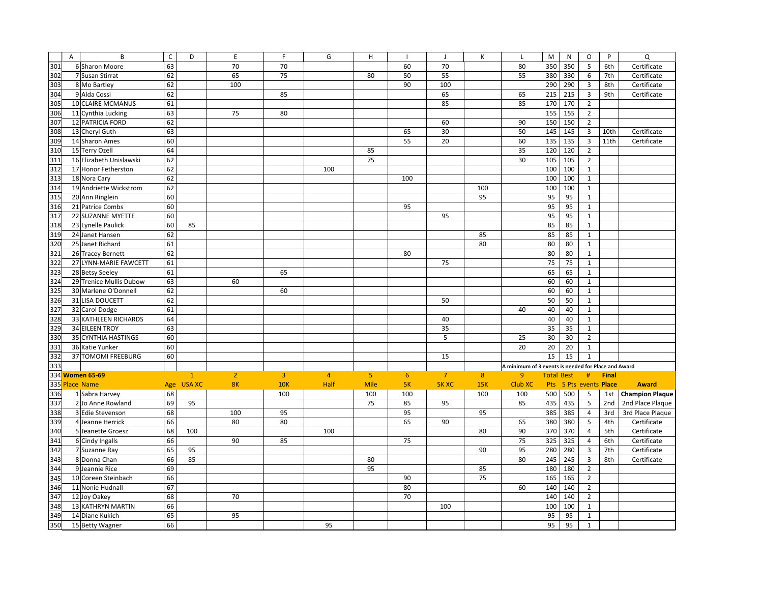| | A | B | C | D | E | F | G | H | I | J | K | L | M | N | O | P | Q |
|---|---|---|---|---|---|---|---|---|---|---|---|---|---|---|---|---|---|
| 301 | 6 | Sharon Moore | 63 | | 70 | 70 | | | 60 | 70 | | 80 | 350 | 350 | 5 | 6th | Certificate |
| 302 | 7 | Susan Stirrat | 62 | | 65 | 75 | | 80 | 50 | 55 | | 55 | 380 | 330 | 6 | 7th | Certificate |
| 303 | 8 | Mo Bartley | 62 | | 100 | | | | 90 | 100 | | | 290 | 290 | 3 | 8th | Certificate |
| 304 | 9 | Alda Cossi | 62 | | | 85 | | | | 65 | | 65 | 215 | 215 | 3 | 9th | Certificate |
| 305 | 10 | CLAIRE MCMANUS | 61 | | | | | | | 85 | | 85 | 170 | 170 | 2 | | |
| 306 | 11 | Cynthia Lucking | 63 | | 75 | 80 | | | | | | | 155 | 155 | 2 | | |
| 307 | 12 | PATRICIA FORD | 62 | | | | | | | 60 | | 90 | 150 | 150 | 2 | | |
| 308 | 13 | Cheryl Guth | 63 | | | | | | 65 | 30 | | 50 | 145 | 145 | 3 | 10th | Certificate |
| 309 | 14 | Sharon Ames | 60 | | | | | | 55 | 20 | | 60 | 135 | 135 | 3 | 11th | Certificate |
| 310 | 15 | Terry Ozell | 64 | | | | | 85 | | | | 35 | 120 | 120 | 2 | | |
| 311 | 16 | Elizabeth Unislawski | 62 | | | | | 75 | | | | 30 | 105 | 105 | 2 | | |
| 312 | 17 | Honor Fetherston | 62 | | | | 100 | | | | | | 100 | 100 | 1 | | |
| 313 | 18 | Nora Cary | 62 | | | | | | 100 | | | | 100 | 100 | 1 | | |
| 314 | 19 | Andriette Wickstrom | 62 | | | | | | | | 100 | | 100 | 100 | 1 | | |
| 315 | 20 | Ann Ringlein | 60 | | | | | | | | 95 | | 95 | 95 | 1 | | |
| 316 | 21 | Patrice Combs | 60 | | | | | | 95 | | | | 95 | 95 | 1 | | |
| 317 | 22 | SUZANNE MYETTE | 60 | | | | | | | 95 | | | 95 | 95 | 1 | | |
| 318 | 23 | Lynelle Paulick | 60 | 85 | | | | | | | | | 85 | 85 | 1 | | |
| 319 | 24 | Janet Hansen | 62 | | | | | | | | 85 | | 85 | 85 | 1 | | |
| 320 | 25 | Janet Richard | 61 | | | | | | | | 80 | | 80 | 80 | 1 | | |
| 321 | 26 | Tracey Bernett | 62 | | | | | | 80 | | | | 80 | 80 | 1 | | |
| 322 | 27 | LYNN-MARIE FAWCETT | 61 | | | | | | | 75 | | | 75 | 75 | 1 | | |
| 323 | 28 | Betsy Seeley | 61 | | | 65 | | | | | | | 65 | 65 | 1 | | |
| 324 | 29 | Trenice Mullis Dubow | 63 | | 60 | | | | | | | | 60 | 60 | 1 | | |
| 325 | 30 | Marlene O'Donnell | 62 | | | 60 | | | | | | | 60 | 60 | 1 | | |
| 326 | 31 | LISA DOUCETT | 62 | | | | | | | 50 | | | 50 | 50 | 1 | | |
| 327 | 32 | Carol Dodge | 61 | | | | | | | | | 40 | 40 | 40 | 1 | | |
| 328 | 33 | KATHLEEN RICHARDS | 64 | | | | | | | 40 | | | 40 | 40 | 1 | | |
| 329 | 34 | EILEEN TROY | 63 | | | | | | | 35 | | | 35 | 35 | 1 | | |
| 330 | 35 | CYNTHIA HASTINGS | 60 | | | | | | | 5 | | 25 | 30 | 30 | 2 | | |
| 331 | 36 | Katie Yunker | 60 | | | | | | | | | 20 | 20 | 20 | 1 | | |
| 332 | 37 | TOMOMI FREEBURG | 60 | | | | | | | 15 | | | 15 | 15 | 1 | | |
| 333 | | | | | | | | | | | | A minimum of 3 events is needed for Place and Award | | | | | |
| 334 | **Women 65-69** | | | 1 | 2 | 3 | 4 | 5 | 6 | 7 | 8 | 9 | Total | Best | # | Final | |
| 335 | Place | Name | Age | USA XC | 8K | 10K | Half | Mile | 5K | 5K XC | 15K | Club XC | Pts | 5 Pts | events | Place | Award |
| 336 | 1 | Sabra Harvey | 68 | | | 100 | | 100 | 100 | | 100 | 100 | 500 | 500 | 5 | 1st | Champion Plaque |
| 337 | 2 | Jo Anne Rowland | 69 | 95 | | | | 75 | 85 | 95 | | 85 | 435 | 435 | 5 | 2nd | 2nd Place Plaque |
| 338 | 3 | Edie Stevenson | 68 | | 100 | 95 | | | 95 | | 95 | | 385 | 385 | 4 | 3rd | 3rd Place Plaque |
| 339 | 4 | Jeanne Herrick | 66 | | 80 | 80 | | | 65 | 90 | | 65 | 380 | 380 | 5 | 4th | Certificate |
| 340 | 5 | Jeanette Groesz | 68 | 100 | | | 100 | | | | 80 | 90 | 370 | 370 | 4 | 5th | Certificate |
| 341 | 6 | Cindy Ingalls | 66 | | 90 | 85 | | | 75 | | | 75 | 325 | 325 | 4 | 6th | Certificate |
| 342 | 7 | Suzanne Ray | 65 | 95 | | | | | | | 90 | 95 | 280 | 280 | 3 | 7th | Certificate |
| 343 | 8 | Donna Chan | 66 | 85 | | | | 80 | | | | 80 | 245 | 245 | 3 | 8th | Certificate |
| 344 | 9 | Jeannie Rice | 69 | | | | | 95 | | | 85 | | 180 | 180 | 2 | | |
| 345 | 10 | Coreen Steinbach | 66 | | | | | | 90 | | 75 | | 165 | 165 | 2 | | |
| 346 | 11 | Nonie Hudnall | 67 | | | | | | 80 | | | 60 | 140 | 140 | 2 | | |
| 347 | 12 | Joy Oakey | 68 | | 70 | | | | 70 | | | | 140 | 140 | 2 | | |
| 348 | 13 | KATHRYN MARTIN | 66 | | | | | | | 100 | | | 100 | 100 | 1 | | |
| 349 | 14 | Diane Kukich | 65 | | 95 | | | | | | | | 95 | 95 | 1 | | |
| 350 | 15 | Betty Wagner | 66 | | | | 95 | | | | | | 95 | 95 | 1 | | |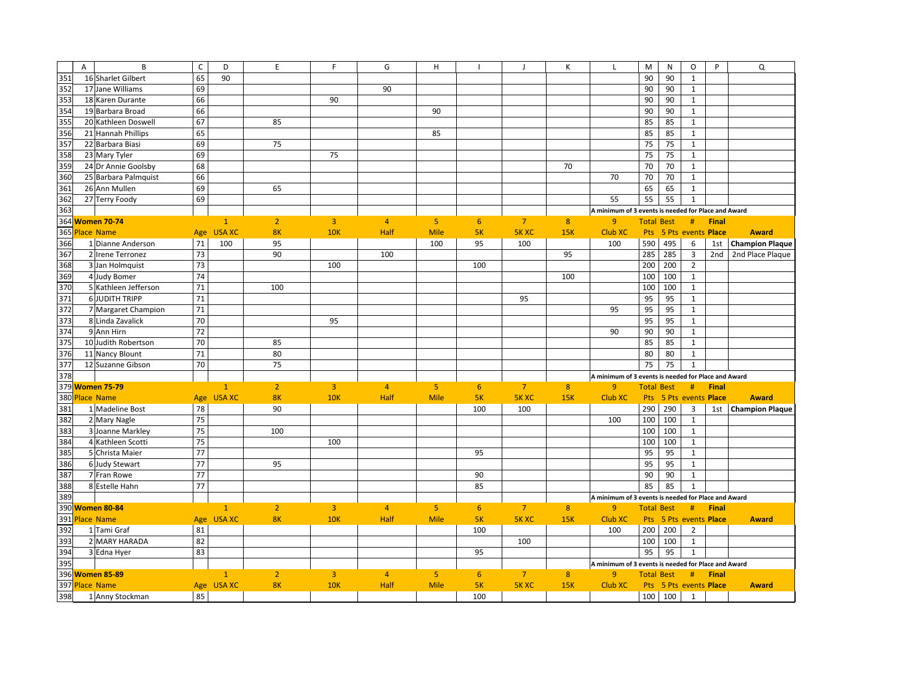| A | B | C | D | E | F | G | H | I | J | K | L | M | N | O | P | Q |
|---|---|---|---|---|---|---|---|---|---|---|---|---|---|---|---|---|
| 16 | Sharlet Gilbert | 65 | 90 | | | | | | | | | 90 | 90 | 1 | | |
| 17 | Jane Williams | 69 | | | | 90 | | | | | | 90 | 90 | 1 | | |
| 18 | Karen Durante | 66 | | | 90 | | | | | | | 90 | 90 | 1 | | |
| 19 | Barbara Broad | 66 | | | | | 90 | | | | | 90 | 90 | 1 | | |
| 20 | Kathleen Doswell | 67 | | 85 | | | | | | | | 85 | 85 | 1 | | |
| 21 | Hannah Phillips | 65 | | | | | 85 | | | | | 85 | 85 | 1 | | |
| 22 | Barbara Biasi | 69 | | 75 | | | | | | | | 75 | 75 | 1 | | |
| 23 | Mary Tyler | 69 | | | 75 | | | | | | | 75 | 75 | 1 | | |
| 24 | Dr Annie Goolsby | 68 | | | | | | | | 70 | | 70 | 70 | 1 | | |
| 25 | Barbara Palmquist | 66 | | | | | | | | | 70 | 70 | 70 | 1 | | |
| 26 | Ann Mullen | 69 | | 65 | | | | | | | | 65 | 65 | 1 | | |
| 27 | Terry Foody | 69 | | | | | | | | | 55 | 55 | 55 | 1 | | |
| | | | | | | | | | | | A minimum of 3 events is needed for Place and Award | | | | | |
| **Women 70-74** | | | 1 | 2 | 3 | 4 | 5 | 6 | 7 | 8 | 9 | Total | Best | # | Final | |
| Place | Name | Age | USA XC | 8K | 10K | Half | Mile | 5K | 5K XC | 15K | Club XC | Pts | 5 Pts | events | Place | Award |
| 1 | Dianne Anderson | 71 | 100 | 95 | | | 100 | 95 | 100 | | 100 | 590 | 495 | 6 | 1st | Champion Plaque |
| 2 | Irene Terronez | 73 | | 90 | | 100 | | | | 95 | | 285 | 285 | 3 | 2nd | 2nd Place Plaque |
| 3 | Jan Holmquist | 73 | | | 100 | | | 100 | | | | 200 | 200 | 2 | | |
| 4 | Judy Bomer | 74 | | | | | | | | 100 | | 100 | 100 | 1 | | |
| 5 | Kathleen Jefferson | 71 | | 100 | | | | | | | | 100 | 100 | 1 | | |
| 6 | JUDITH TRIPP | 71 | | | | | | | 95 | | | 95 | 95 | 1 | | |
| 7 | Margaret Champion | 71 | | | | | | | | | 95 | 95 | 95 | 1 | | |
| 8 | Linda Zavalick | 70 | | | 95 | | | | | | | 95 | 95 | 1 | | |
| 9 | Ann Hirn | 72 | | | | | | | | | 90 | 90 | 90 | 1 | | |
| 10 | Judith Robertson | 70 | | 85 | | | | | | | | 85 | 85 | 1 | | |
| 11 | Nancy Blount | 71 | | 80 | | | | | | | | 80 | 80 | 1 | | |
| 12 | Suzanne Gibson | 70 | | 75 | | | | | | | | 75 | 75 | 1 | | |
| | | | | | | | | | | | A minimum of 3 events is needed for Place and Award | | | | | |
| **Women 75-79** | | | 1 | 2 | 3 | 4 | 5 | 6 | 7 | 8 | 9 | Total | Best | # | Final | |
| Place | Name | Age | USA XC | 8K | 10K | Half | Mile | 5K | 5K XC | 15K | Club XC | Pts | 5 Pts | events | Place | Award |
| 1 | Madeline Bost | 78 | | 90 | | | | 100 | 100 | | | 290 | 290 | 3 | 1st | Champion Plaque |
| 2 | Mary Nagle | 75 | | | | | | | | | 100 | 100 | 100 | 1 | | |
| 3 | Joanne Markley | 75 | | 100 | | | | | | | | 100 | 100 | 1 | | |
| 4 | Kathleen Scotti | 75 | | | 100 | | | | | | | 100 | 100 | 1 | | |
| 5 | Christa Maier | 77 | | | | | | 95 | | | | 95 | 95 | 1 | | |
| 6 | Judy Stewart | 77 | | 95 | | | | | | | | 95 | 95 | 1 | | |
| 7 | Fran Rowe | 77 | | | | | | 90 | | | | 90 | 90 | 1 | | |
| 8 | Estelle Hahn | 77 | | | | | | 85 | | | | 85 | 85 | 1 | | |
| | | | | | | | | | | | A minimum of 3 events is needed for Place and Award | | | | | |
| **Women 80-84** | | | 1 | 2 | 3 | 4 | 5 | 6 | 7 | 8 | 9 | Total | Best | # | Final | |
| Place | Name | Age | USA XC | 8K | 10K | Half | Mile | 5K | 5K XC | 15K | Club XC | Pts | 5 Pts | events | Place | Award |
| 1 | Tami Graf | 81 | | | | | | 100 | | | 100 | 200 | 200 | 2 | | |
| 2 | MARY HARADA | 82 | | | | | | | 100 | | | 100 | 100 | 1 | | |
| 3 | Edna Hyer | 83 | | | | | | 95 | | | | 95 | 95 | 1 | | |
| | | | | | | | | | | | A minimum of 3 events is needed for Place and Award | | | | | |
| **Women 85-89** | | | 1 | 2 | 3 | 4 | 5 | 6 | 7 | 8 | 9 | Total | Best | # | Final | |
| Place | Name | Age | USA XC | 8K | 10K | Half | Mile | 5K | 5K XC | 15K | Club XC | Pts | 5 Pts | events | Place | Award |
| 1 | Anny Stockman | 85 | | | | | | 100 | | | | 100 | 100 | 1 | | |